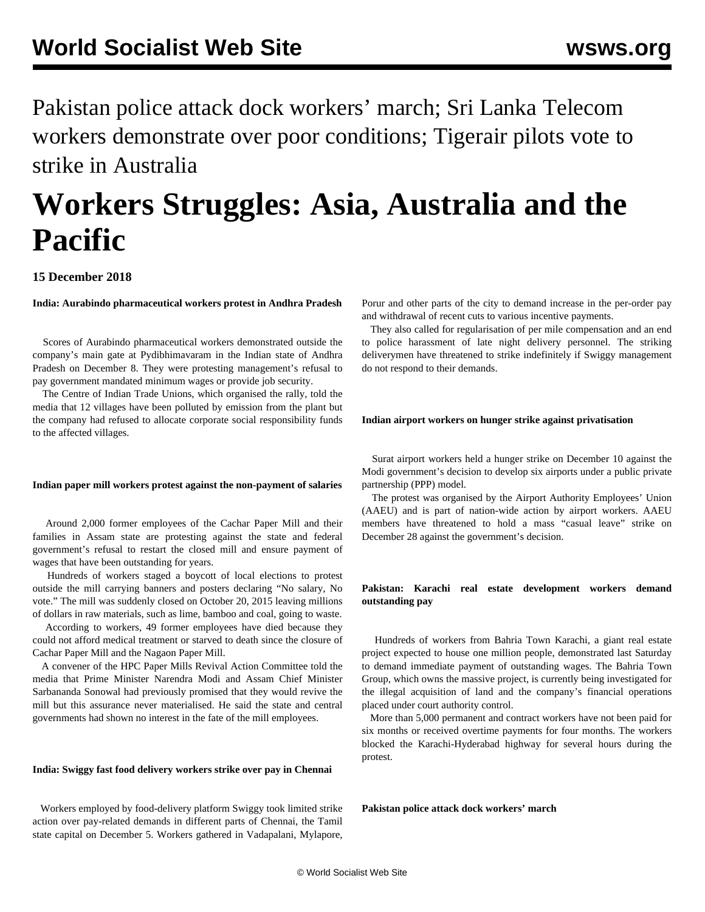Pakistan police attack dock workers' march; Sri Lanka Telecom workers demonstrate over poor conditions; Tigerair pilots vote to strike in Australia

# Workers Struggles: Asia, Australia and the Pacific

**15 December 2018**

**India: Aurabindo pharmaceutical workers protest in Andhra Pradesh**

Scores of Aurabindo pharmaceutical workers demonstrated outside the company's main gate at Pydibhimavaram in the Indian state of Andhra Pradesh on December 8. They were protesting management's refusal to pay government mandated minimum wages or provide job security.

The Centre of Indian Trade Unions, which organised the rally, told the media that 12 villages have been polluted by emission from the plant but the company had refused to allocate corporate social responsibility funds to the affected villages.

**Indian paper mill workers protest against the non-payment of salaries**

Around 2,000 former employees of the Cachar Paper Mill and their families in Assam state are protesting against the state and federal government's refusal to restart the closed mill and ensure payment of wages that have been outstanding for years.

Hundreds of workers staged a boycott of local elections to protest outside the mill carrying banners and posters declaring "No salary, No vote." The mill was suddenly closed on October 20, 2015 leaving millions of dollars in raw materials, such as lime, bamboo and coal, going to waste.

According to workers, 49 former employees have died because they could not afford medical treatment or starved to death since the closure of Cachar Paper Mill and the Nagaon Paper Mill.

A convener of the HPC Paper Mills Revival Action Committee told the media that Prime Minister Narendra Modi and Assam Chief Minister Sarbananda Sonowal had previously promised that they would revive the mill but this assurance never materialised. He said the state and central governments had shown no interest in the fate of the mill employees.

**India: Swiggy fast food delivery workers strike over pay in Chennai**

Workers employed by food-delivery platform Swiggy took limited strike action over pay-related demands in different parts of Chennai, the Tamil state capital on December 5. Workers gathered in Vadapalani, Mylapore, Porur and other parts of the city to demand increase in the per-order pay and withdrawal of recent cuts to various incentive payments.

They also called for regularisation of per mile compensation and an end to police harassment of late night delivery personnel. The striking deliverymen have threatened to strike indefinitely if Swiggy management do not respond to their demands.

**Indian airport workers on hunger strike against privatisation**

Surat airport workers held a hunger strike on December 10 against the Modi government's decision to develop six airports under a public private partnership (PPP) model.

The protest was organised by the Airport Authority Employees' Union (AAEU) and is part of nation-wide action by airport workers. AAEU members have threatened to hold a mass "casual leave" strike on December 28 against the government's decision.

**Pakistan: Karachi real estate development workers demand outstanding pay**

Hundreds of workers from Bahria Town Karachi, a giant real estate project expected to house one million people, demonstrated last Saturday to demand immediate payment of outstanding wages. The Bahria Town Group, which owns the massive project, is currently being investigated for the illegal acquisition of land and the company's financial operations placed under court authority control.

More than 5,000 permanent and contract workers have not been paid for six months or received overtime payments for four months. The workers blocked the Karachi-Hyderabad highway for several hours during the protest.

**Pakistan police attack dock workers' march**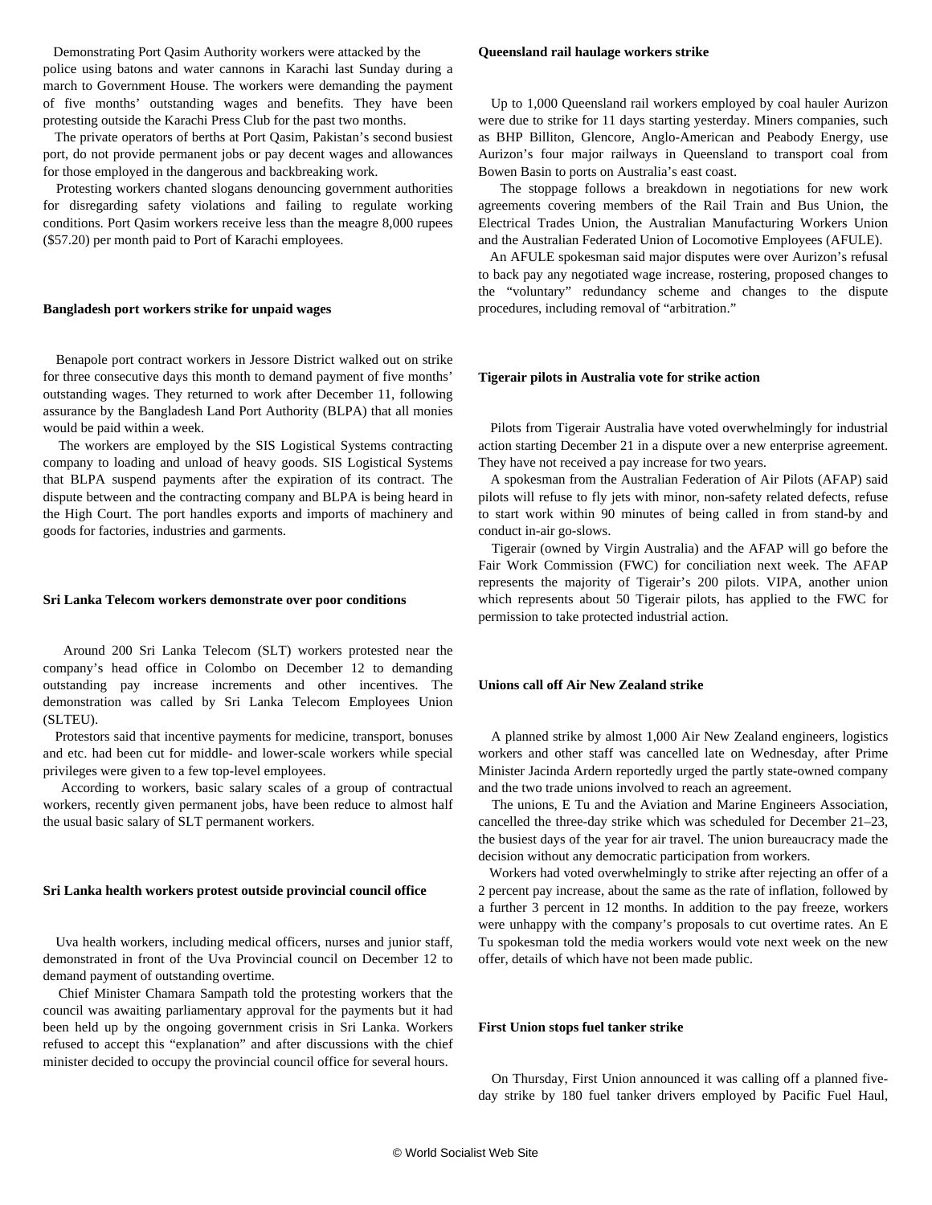Demonstrating Port Qasim Authority workers were attacked by the police using batons and water cannons in Karachi last Sunday during a march to Government House. The workers were demanding the payment of five months' outstanding wages and benefits. They have been protesting outside the Karachi Press Club for the past two months.

The private operators of berths at Port Qasim, Pakistan's second busiest port, do not provide permanent jobs or pay decent wages and allowances for those employed in the dangerous and backbreaking work.

Protesting workers chanted slogans denouncing government authorities for disregarding safety violations and failing to regulate working conditions. Port Qasim workers receive less than the meagre 8,000 rupees ($57.20) per month paid to Port of Karachi employees.

### Bangladesh port workers strike for unpaid wages

Benapole port contract workers in Jessore District walked out on strike for three consecutive days this month to demand payment of five months' outstanding wages. They returned to work after December 11, following assurance by the Bangladesh Land Port Authority (BLPA) that all monies would be paid within a week.

The workers are employed by the SIS Logistical Systems contracting company to loading and unload of heavy goods. SIS Logistical Systems that BLPA suspend payments after the expiration of its contract. The dispute between and the contracting company and BLPA is being heard in the High Court. The port handles exports and imports of machinery and goods for factories, industries and garments.

### Sri Lanka Telecom workers demonstrate over poor conditions

Around 200 Sri Lanka Telecom (SLT) workers protested near the company's head office in Colombo on December 12 to demanding outstanding pay increase increments and other incentives. The demonstration was called by Sri Lanka Telecom Employees Union (SLTEU).

Protestors said that incentive payments for medicine, transport, bonuses and etc. had been cut for middle- and lower-scale workers while special privileges were given to a few top-level employees.

According to workers, basic salary scales of a group of contractual workers, recently given permanent jobs, have been reduce to almost half the usual basic salary of SLT permanent workers.

### Sri Lanka health workers protest outside provincial council office

Uva health workers, including medical officers, nurses and junior staff, demonstrated in front of the Uva Provincial council on December 12 to demand payment of outstanding overtime.

Chief Minister Chamara Sampath told the protesting workers that the council was awaiting parliamentary approval for the payments but it had been held up by the ongoing government crisis in Sri Lanka. Workers refused to accept this "explanation" and after discussions with the chief minister decided to occupy the provincial council office for several hours.

### Queensland rail haulage workers strike

Up to 1,000 Queensland rail workers employed by coal hauler Aurizon were due to strike for 11 days starting yesterday. Miners companies, such as BHP Billiton, Glencore, Anglo-American and Peabody Energy, use Aurizon's four major railways in Queensland to transport coal from Bowen Basin to ports on Australia's east coast.

The stoppage follows a breakdown in negotiations for new work agreements covering members of the Rail Train and Bus Union, the Electrical Trades Union, the Australian Manufacturing Workers Union and the Australian Federated Union of Locomotive Employees (AFULE).

An AFULE spokesman said major disputes were over Aurizon's refusal to back pay any negotiated wage increase, rostering, proposed changes to the "voluntary" redundancy scheme and changes to the dispute procedures, including removal of "arbitration."

### Tigerair pilots in Australia vote for strike action

Pilots from Tigerair Australia have voted overwhelmingly for industrial action starting December 21 in a dispute over a new enterprise agreement. They have not received a pay increase for two years.

A spokesman from the Australian Federation of Air Pilots (AFAP) said pilots will refuse to fly jets with minor, non-safety related defects, refuse to start work within 90 minutes of being called in from stand-by and conduct in-air go-slows.

Tigerair (owned by Virgin Australia) and the AFAP will go before the Fair Work Commission (FWC) for conciliation next week. The AFAP represents the majority of Tigerair's 200 pilots. VIPA, another union which represents about 50 Tigerair pilots, has applied to the FWC for permission to take protected industrial action.

### Unions call off Air New Zealand strike

A planned strike by almost 1,000 Air New Zealand engineers, logistics workers and other staff was cancelled late on Wednesday, after Prime Minister Jacinda Ardern reportedly urged the partly state-owned company and the two trade unions involved to reach an agreement.

The unions, E Tu and the Aviation and Marine Engineers Association, cancelled the three-day strike which was scheduled for December 21–23, the busiest days of the year for air travel. The union bureaucracy made the decision without any democratic participation from workers.

Workers had voted overwhelmingly to strike after rejecting an offer of a 2 percent pay increase, about the same as the rate of inflation, followed by a further 3 percent in 12 months. In addition to the pay freeze, workers were unhappy with the company's proposals to cut overtime rates. An E Tu spokesman told the media workers would vote next week on the new offer, details of which have not been made public.

### First Union stops fuel tanker strike

On Thursday, First Union announced it was calling off a planned five-day strike by 180 fuel tanker drivers employed by Pacific Fuel Haul,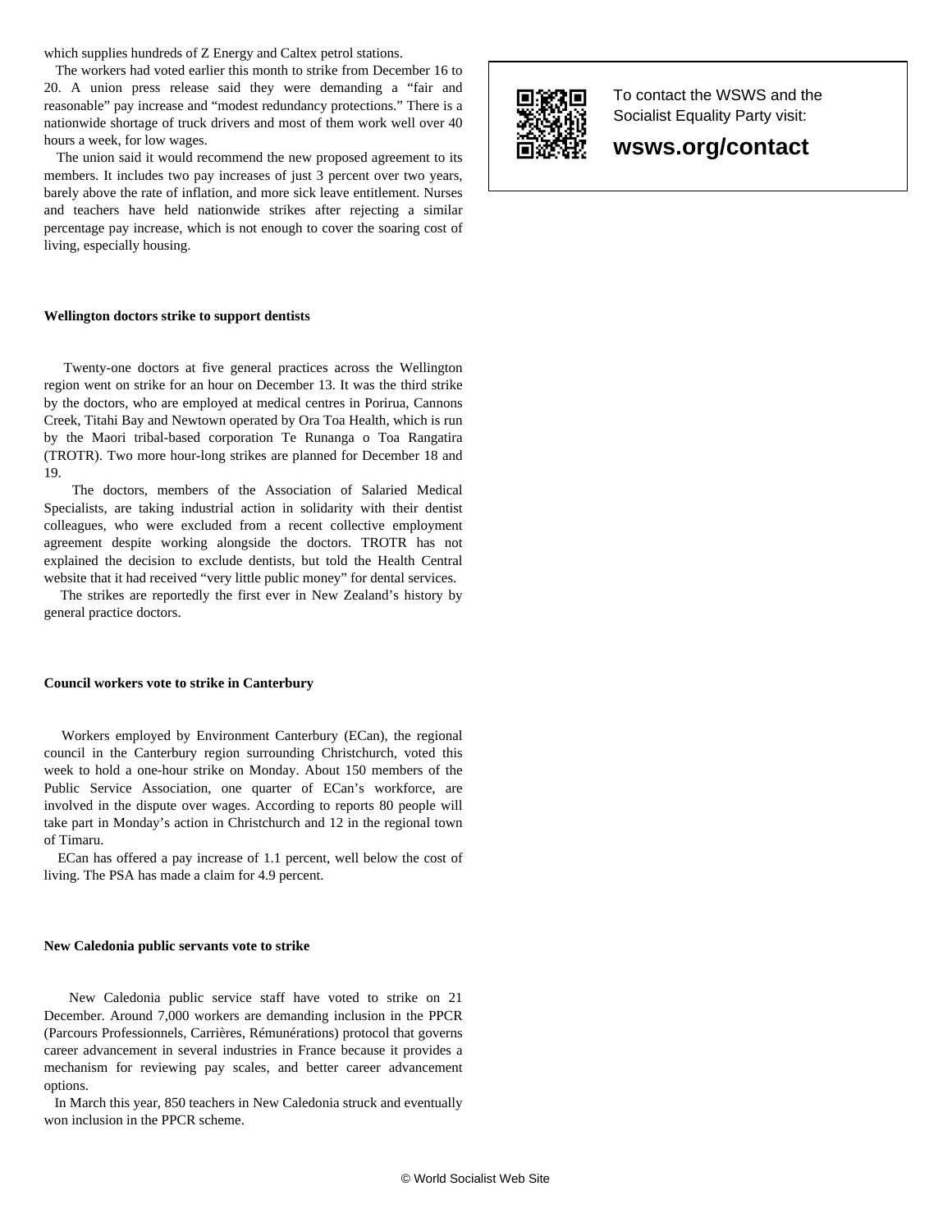which supplies hundreds of Z Energy and Caltex petrol stations.

The workers had voted earlier this month to strike from December 16 to 20. A union press release said they were demanding a "fair and reasonable" pay increase and "modest redundancy protections." There is a nationwide shortage of truck drivers and most of them work well over 40 hours a week, for low wages.

The union said it would recommend the new proposed agreement to its members. It includes two pay increases of just 3 percent over two years, barely above the rate of inflation, and more sick leave entitlement. Nurses and teachers have held nationwide strikes after rejecting a similar percentage pay increase, which is not enough to cover the soaring cost of living, especially housing.

**Wellington doctors strike to support dentists**

Twenty-one doctors at five general practices across the Wellington region went on strike for an hour on December 13. It was the third strike by the doctors, who are employed at medical centres in Porirua, Cannons Creek, Titahi Bay and Newtown operated by Ora Toa Health, which is run by the Maori tribal-based corporation Te Runanga o Toa Rangatira (TROTR). Two more hour-long strikes are planned for December 18 and 19.

The doctors, members of the Association of Salaried Medical Specialists, are taking industrial action in solidarity with their dentist colleagues, who were excluded from a recent collective employment agreement despite working alongside the doctors. TROTR has not explained the decision to exclude dentists, but told the Health Central website that it had received "very little public money" for dental services.

The strikes are reportedly the first ever in New Zealand's history by general practice doctors.

**Council workers vote to strike in Canterbury**

Workers employed by Environment Canterbury (ECan), the regional council in the Canterbury region surrounding Christchurch, voted this week to hold a one-hour strike on Monday. About 150 members of the Public Service Association, one quarter of ECan's workforce, are involved in the dispute over wages. According to reports 80 people will take part in Monday's action in Christchurch and 12 in the regional town of Timaru.

ECan has offered a pay increase of 1.1 percent, well below the cost of living. The PSA has made a claim for 4.9 percent.

**New Caledonia public servants vote to strike**

New Caledonia public service staff have voted to strike on 21 December. Around 7,000 workers are demanding inclusion in the PPCR (Parcours Professionnels, Carrières, Rémunérations) protocol that governs career advancement in several industries in France because it provides a mechanism for reviewing pay scales, and better career advancement options.

In March this year, 850 teachers in New Caledonia struck and eventually won inclusion in the PPCR scheme.

To contact the WSWS and the Socialist Equality Party visit:

**wsws.org/contact**